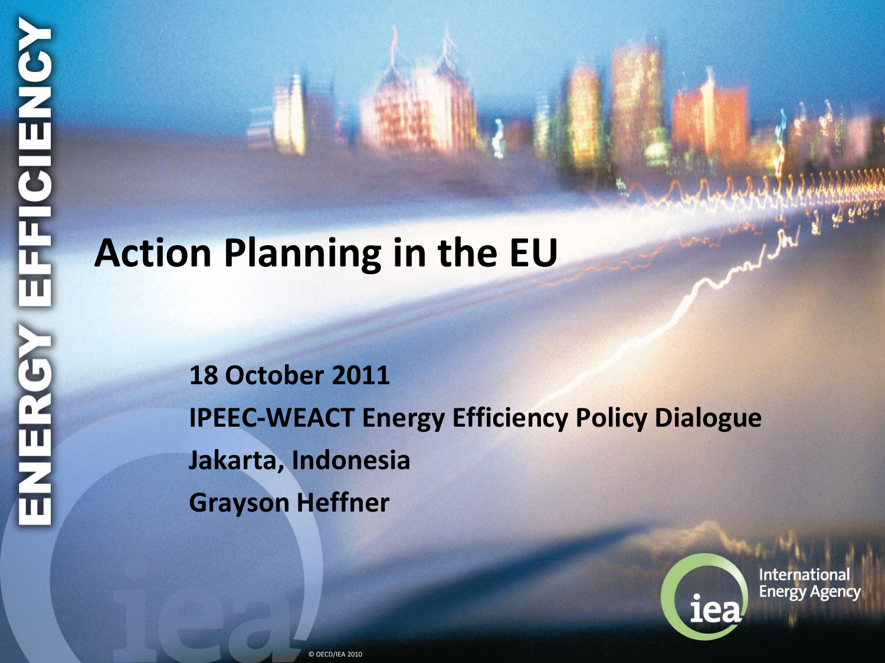# Action Planning in the EU

**18 October 2011**

**IPEEC-WEACT Energy Efficiency Policy Dialogue**

**Jakarta, Indonesia**

**Grayson Heffner**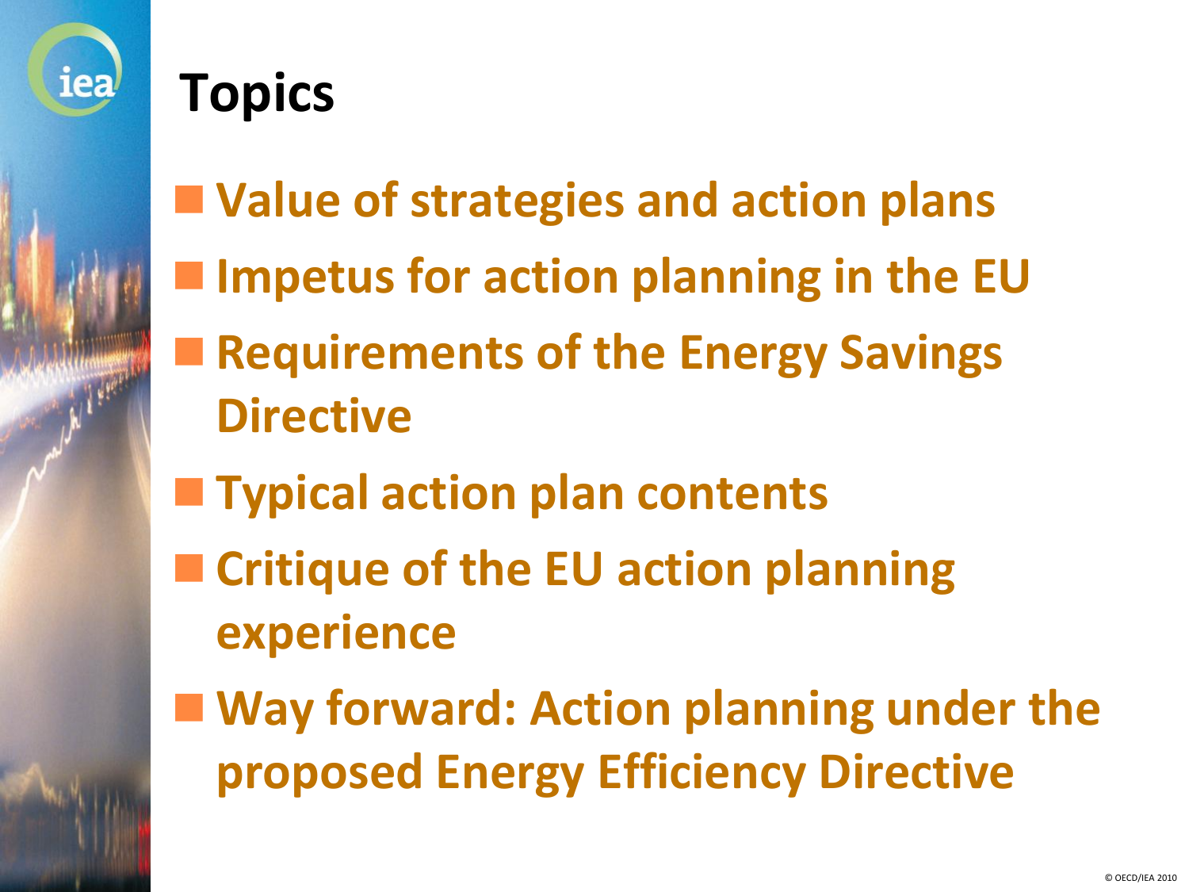# Topics

- Value of strategies and action plans
- Impetus for action planning in the EU
- Requirements of the Energy Savings Directive
- Typical action plan contents
- Critique of the EU action planning experience
- Way forward: Action planning under the proposed Energy Efficiency Directive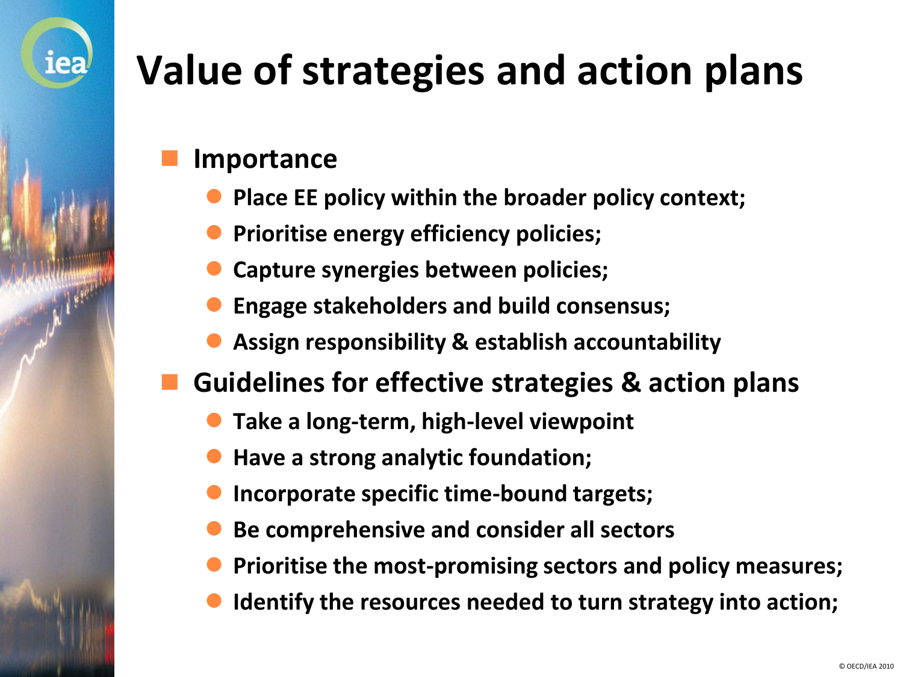# Value of strategies and action plans

- **Importance**
  - Place EE policy within the broader policy context;
  - Prioritise energy efficiency policies;
  - Capture synergies between policies;
  - Engage stakeholders and build consensus;
  - Assign responsibility & establish accountability
- **Guidelines for effective strategies & action plans**
  - Take a long-term, high-level viewpoint
  - Have a strong analytic foundation;
  - Incorporate specific time-bound targets;
  - Be comprehensive and consider all sectors
  - Prioritise the most-promising sectors and policy measures;
  - Identify the resources needed to turn strategy into action;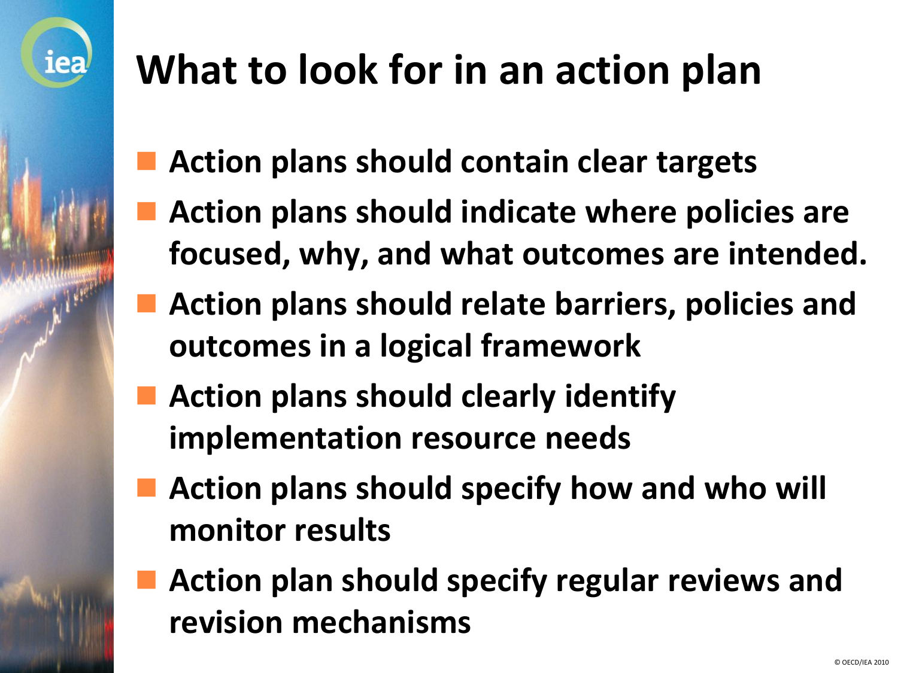# What to look for in an action plan

- **Action plans should contain clear targets**
- **Action plans should indicate where policies are focused, why, and what outcomes are intended.**
- **Action plans should relate barriers, policies and outcomes in a logical framework**
- **Action plans should clearly identify implementation resource needs**
- **Action plans should specify how and who will monitor results**
- **Action plan should specify regular reviews and revision mechanisms**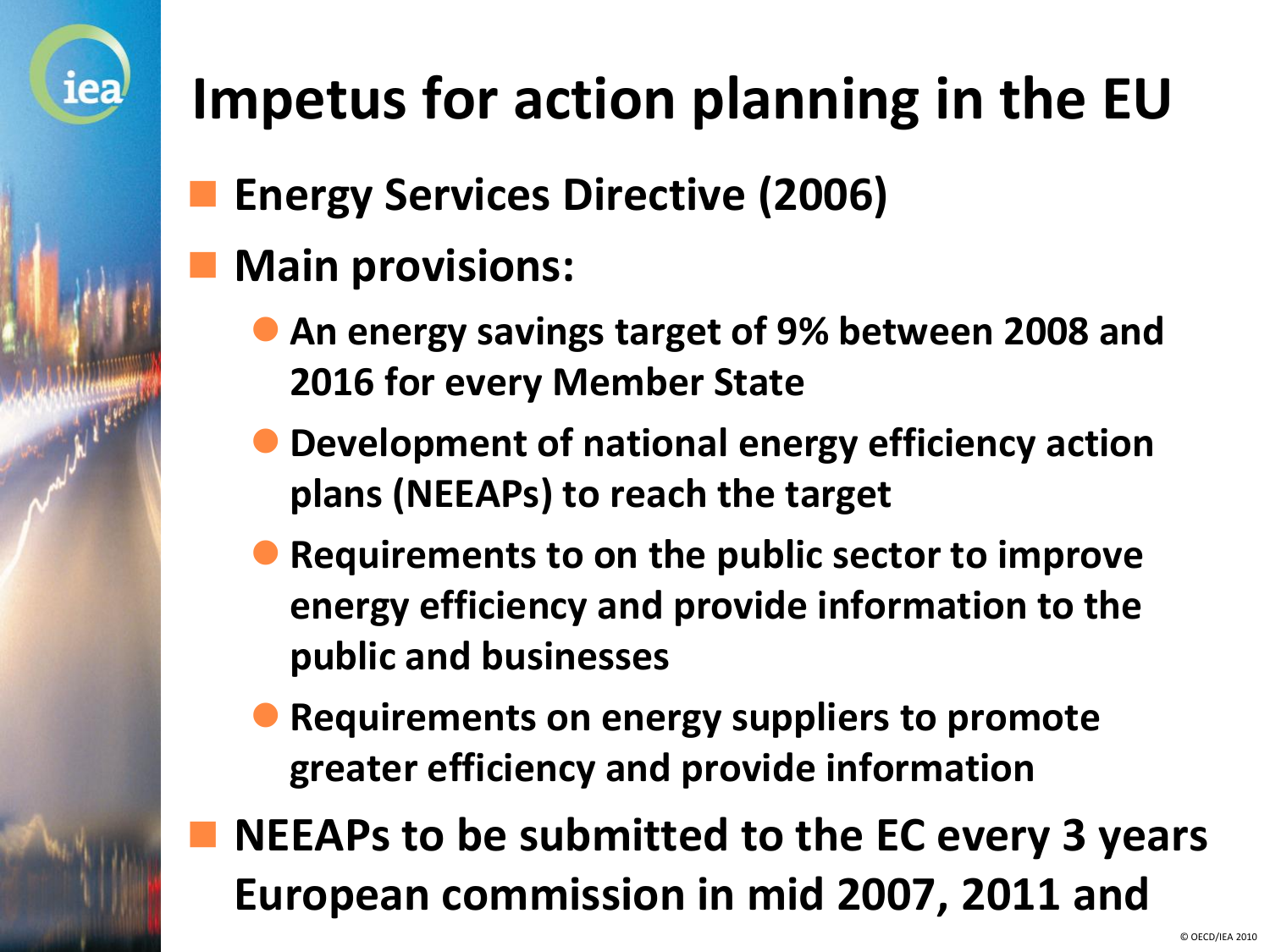# Impetus for action planning in the EU

- **Energy Services Directive (2006)**
- **Main provisions:**
  - **An energy savings target of 9% between 2008 and 2016 for every Member State**
  - **Development of national energy efficiency action plans (NEEAPs) to reach the target**
  - **Requirements to on the public sector to improve energy efficiency and provide information to the public and businesses**
  - **Requirements on energy suppliers to promote greater efficiency and provide information**
- **NEEAPs to be submitted to the EC every 3 years European commission in mid 2007, 2011 and**

© OECD/IEA 2010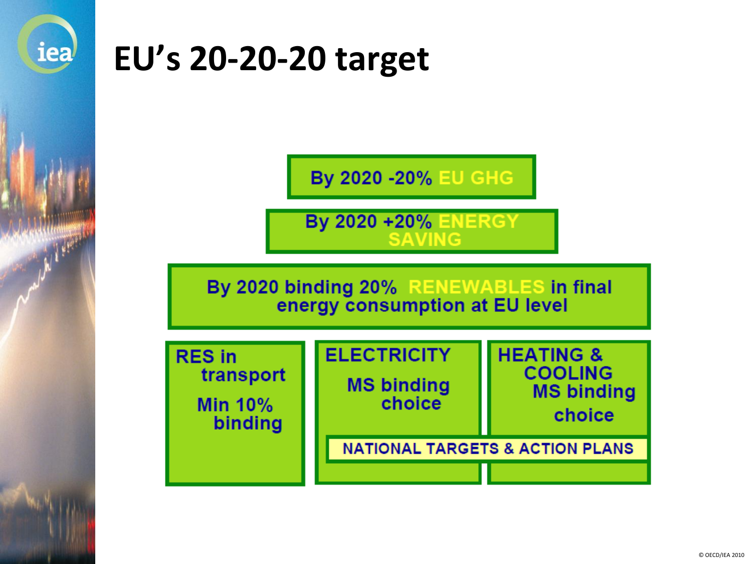# EU's 20-20-20 target

By 2020 -20% EU GHG

By 2020 +20% ENERGY SAVING

By 2020 binding 20% RENEWABLES in final energy consumption at EU level

| RES in transport | ELECTRICITY | HEATING & COOLING |
| --- | --- | --- |
| Min 10% binding | MS binding choice | MS binding choice |

NATIONAL TARGETS & ACTION PLANS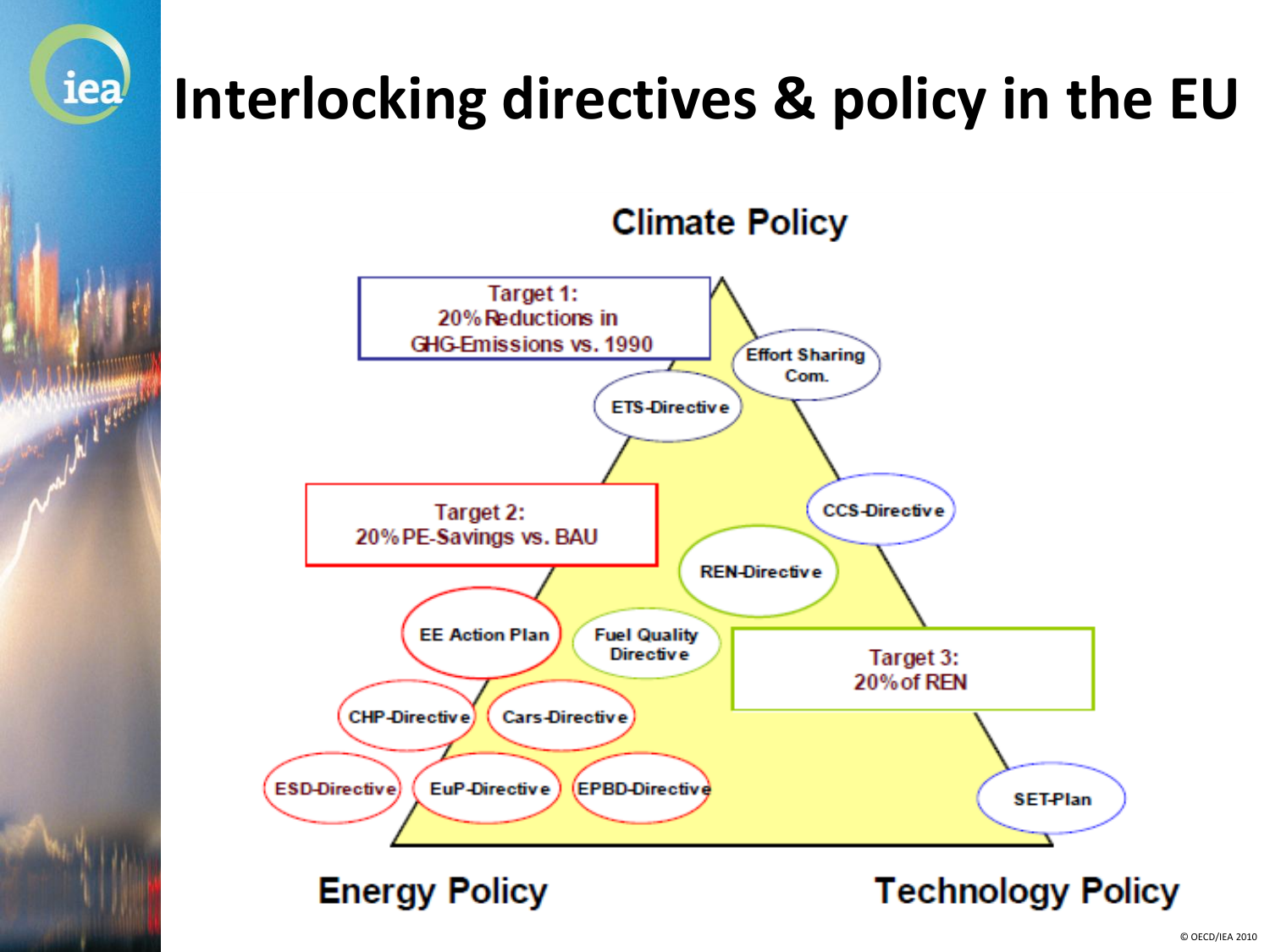# Interlocking directives & policy in the EU

**Climate Policy**

Target 1:
20% Reductions in GHG-Emissions vs. 1990

Effort Sharing Com.

ETS-Directive

Target 2:
20% PE-Savings vs. BAU

CCS-Directive

REN-Directive

EE Action Plan

Fuel Quality Directive

Target 3:
20% of REN

CHP-Directive

Cars-Directive

ESD-Directive

EuP-Directive

EPBD-Directive

SET-Plan

**Energy Policy**

**Technology Policy**

© OECD/IEA 2010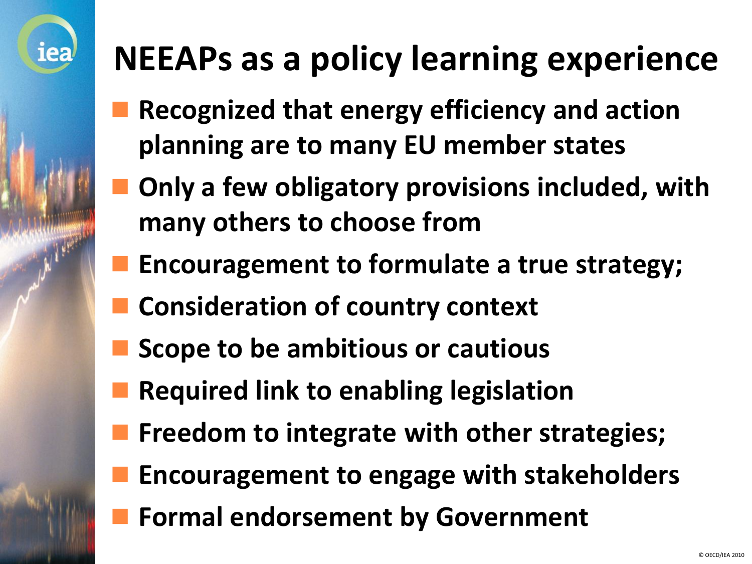# NEEAPs as a policy learning experience

- Recognized that energy efficiency and action planning are to many EU member states
- Only a few obligatory provisions included, with many others to choose from
- Encouragement to formulate a true strategy;
- Consideration of country context
- Scope to be ambitious or cautious
- Required link to enabling legislation
- Freedom to integrate with other strategies;
- Encouragement to engage with stakeholders
- Formal endorsement by Government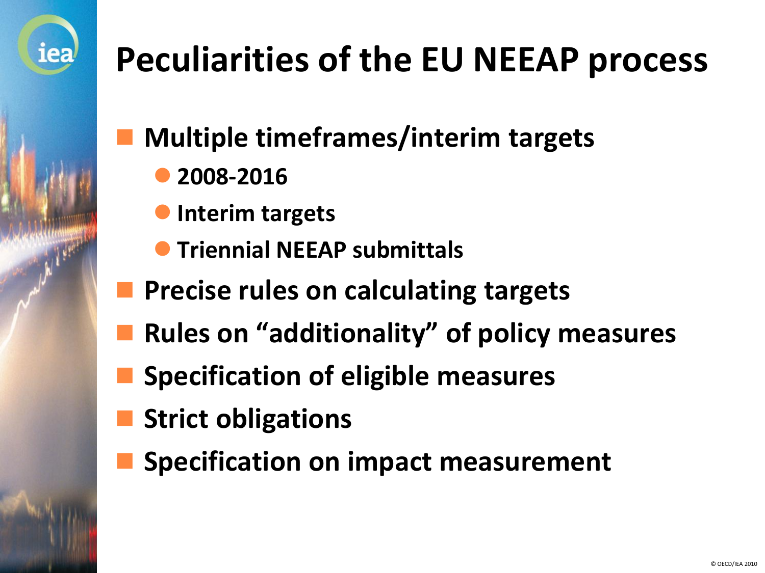# Peculiarities of the EU NEEAP process

- **Multiple timeframes/interim targets**
  - **2008-2016**
  - **Interim targets**
  - **Triennial NEEAP submittals**
- **Precise rules on calculating targets**
- **Rules on "additionality" of policy measures**
- **Specification of eligible measures**
- **Strict obligations**
- **Specification on impact measurement**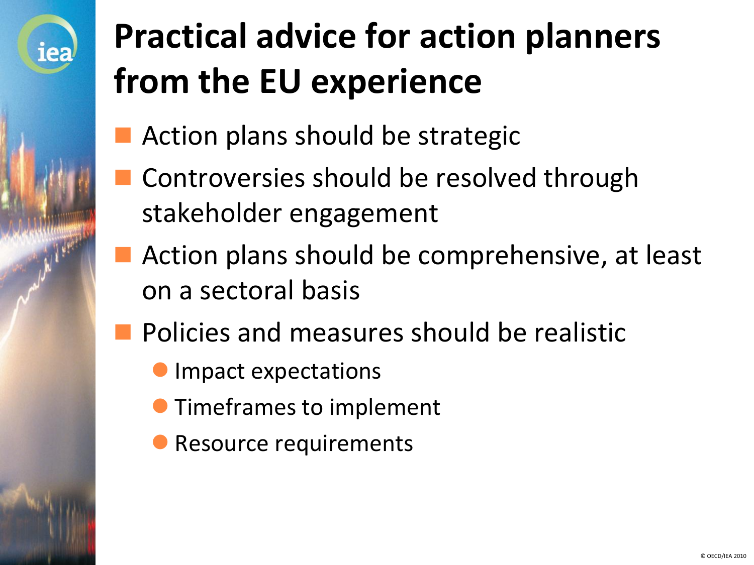# Practical advice for action planners from the EU experience

- Action plans should be strategic
- Controversies should be resolved through stakeholder engagement
- Action plans should be comprehensive, at least on a sectoral basis
- Policies and measures should be realistic
  - Impact expectations
  - Timeframes to implement
  - Resource requirements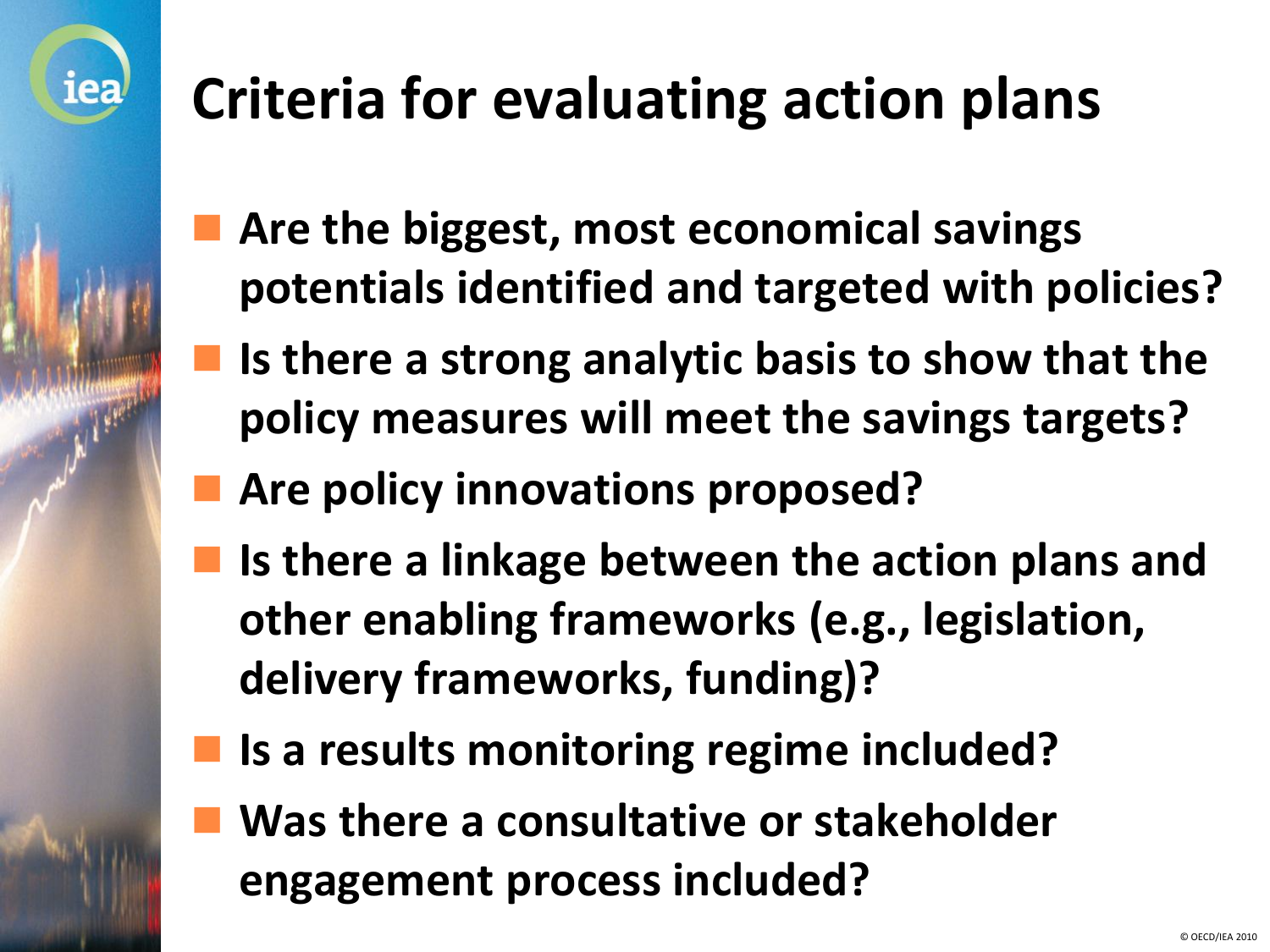# Criteria for evaluating action plans

- **Are the biggest, most economical savings potentials identified and targeted with policies?**
- **Is there a strong analytic basis to show that the policy measures will meet the savings targets?**
- **Are policy innovations proposed?**
- **Is there a linkage between the action plans and other enabling frameworks (e.g., legislation, delivery frameworks, funding)?**
- **Is a results monitoring regime included?**
- **Was there a consultative or stakeholder engagement process included?**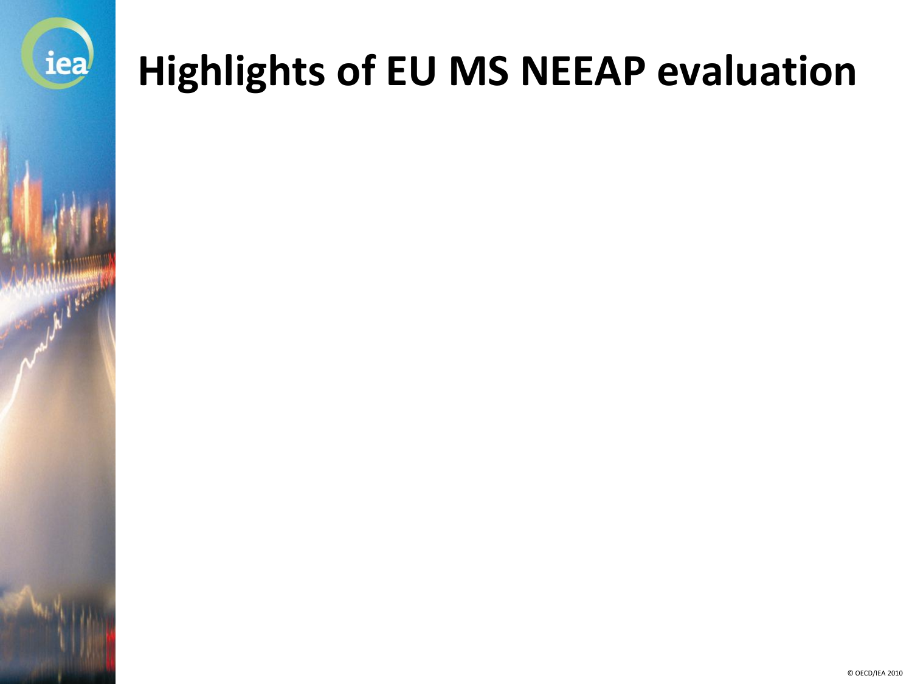# Highlights of EU MS NEEAP evaluation